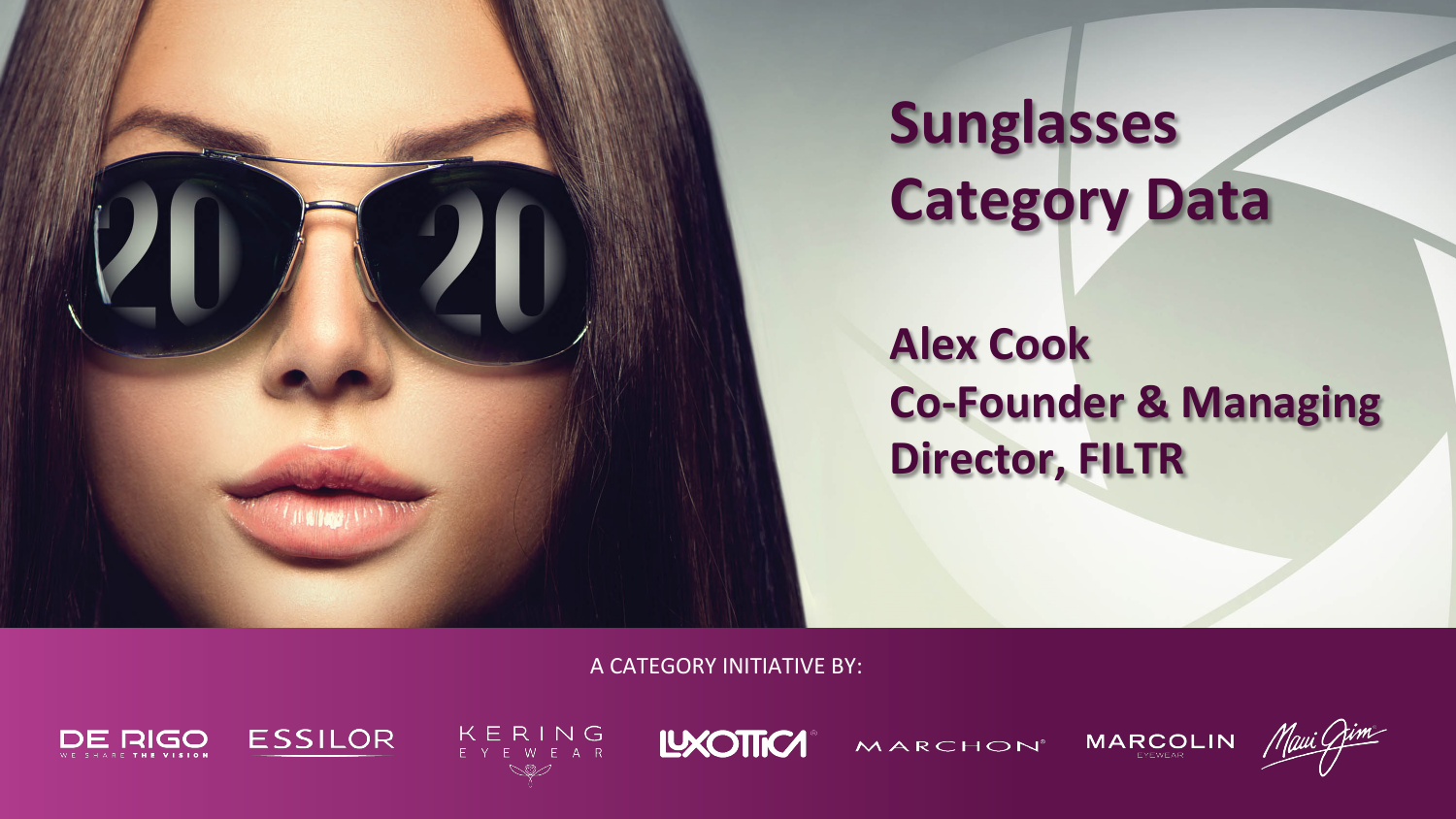# Sunglasses Category Data

**Alex Cook**
**Co-Founder & Managing Director, FILTR**

A CATEGORY INITIATIVE BY:

DE RIGO — WE SHARE THE VISION | ESSILOR | KERING EYEWEAR | LUXOTTICA | MARCHON | MARCOLIN EYEWEAR | Maui Jim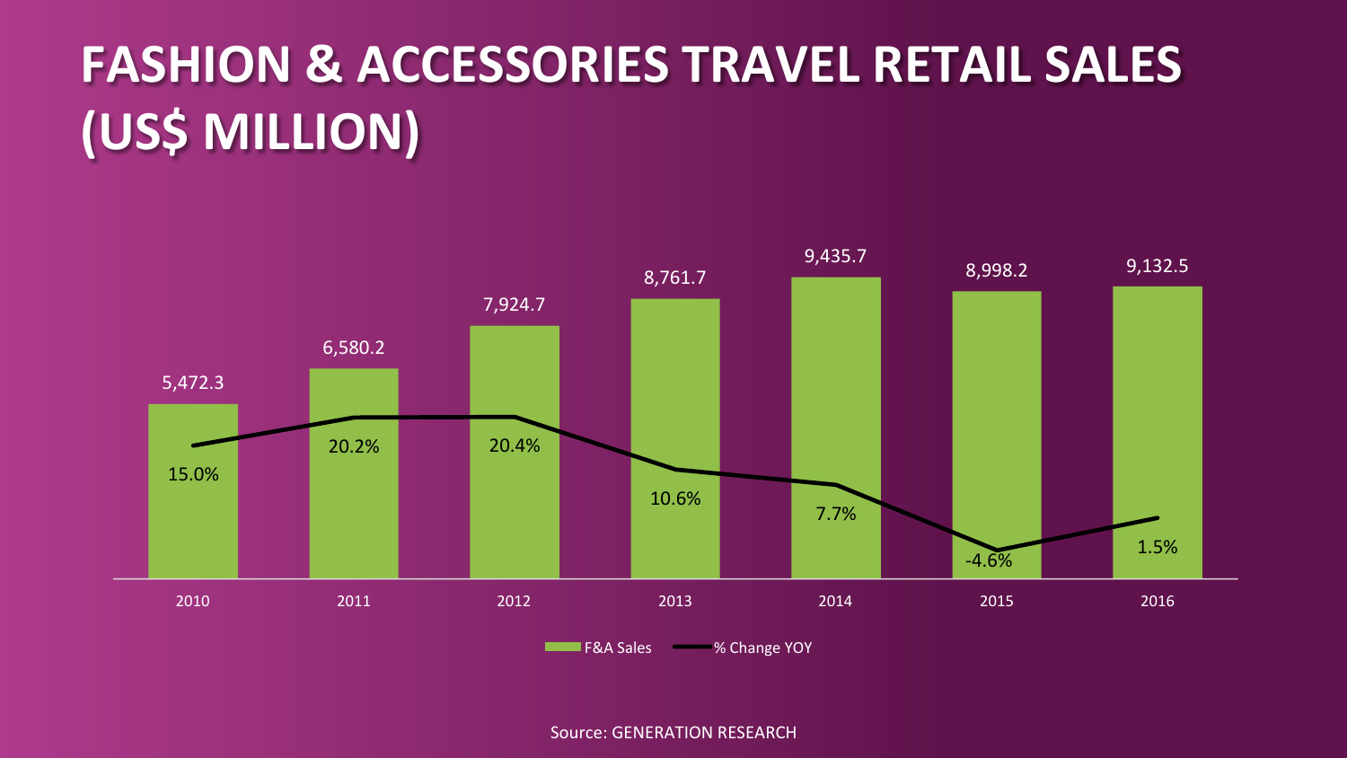# FASHION & ACCESSORIES TRAVEL RETAIL SALES (US$ MILLION)

| Year | F&A Sales | % Change YOY |
|---|---|---|
| 2010 | 5,472.3 | 15.0% |
| 2011 | 6,580.2 | 20.2% |
| 2012 | 7,924.7 | 20.4% |
| 2013 | 8,761.7 | 10.6% |
| 2014 | 9,435.7 | 7.7% |
| 2015 | 8,998.2 | -4.6% |
| 2016 | 9,132.5 | 1.5% |

Source: GENERATION RESEARCH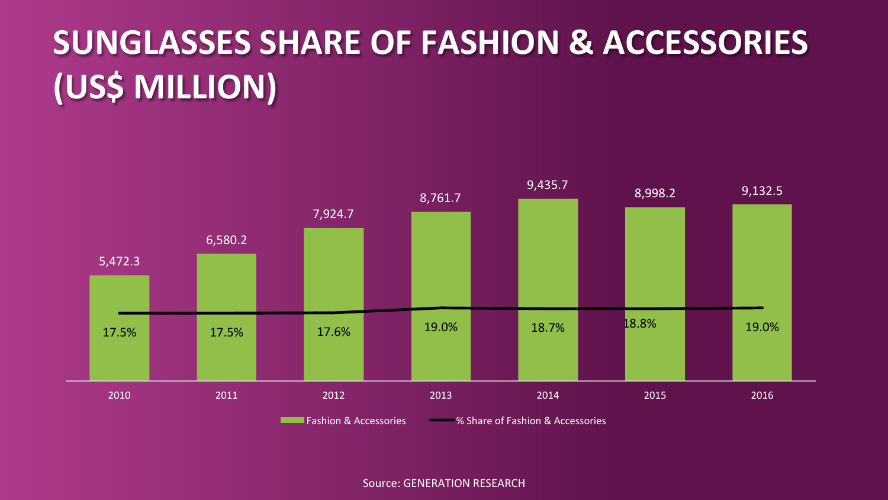# SUNGLASSES SHARE OF FASHION & ACCESSORIES (US$ MILLION)

| Year | Fashion & Accessories | % Share of Fashion & Accessories |
| --- | --- | --- |
| 2010 | 5,472.3 | 17.5% |
| 2011 | 6,580.2 | 17.5% |
| 2012 | 7,924.7 | 17.6% |
| 2013 | 8,761.7 | 19.0% |
| 2014 | 9,435.7 | 18.7% |
| 2015 | 8,998.2 | 18.8% |
| 2016 | 9,132.5 | 19.0% |

Source: GENERATION RESEARCH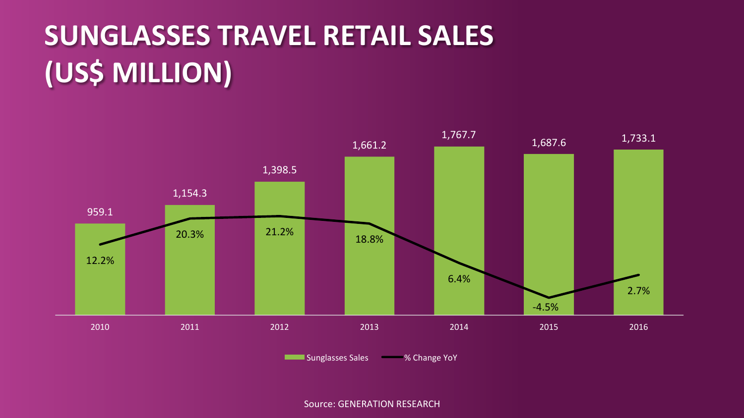# SUNGLASSES TRAVEL RETAIL SALES (US$ MILLION)

| Year | Sunglasses Sales | % Change YoY |
|---|---|---|
| 2010 | 959.1 | 12.2% |
| 2011 | 1,154.3 | 20.3% |
| 2012 | 1,398.5 | 21.2% |
| 2013 | 1,661.2 | 18.8% |
| 2014 | 1,767.7 | 6.4% |
| 2015 | 1,687.6 | -4.5% |
| 2016 | 1,733.1 | 2.7% |

Source: GENERATION RESEARCH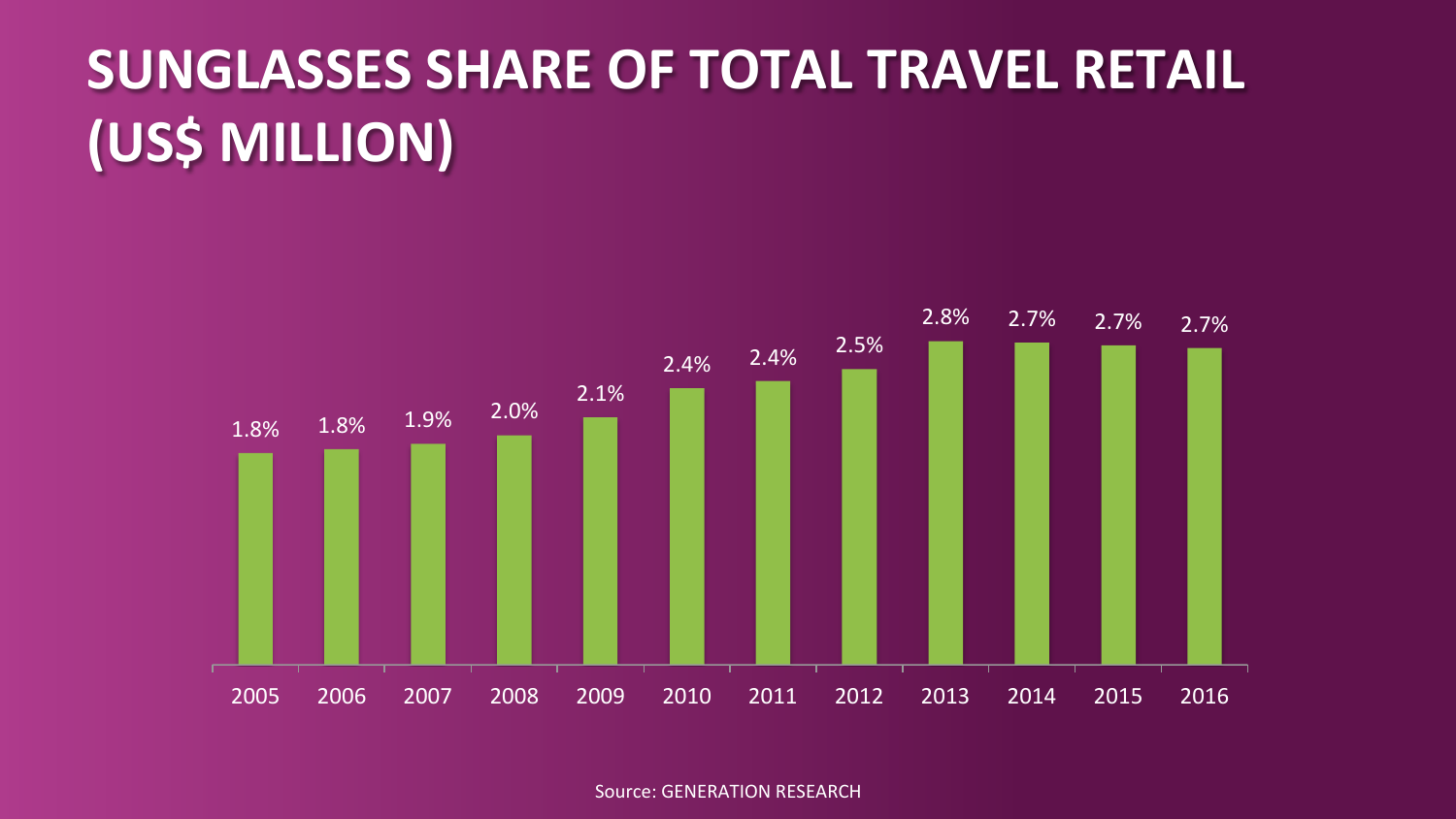# SUNGLASSES SHARE OF TOTAL TRAVEL RETAIL (US$ MILLION)

| Year | Share |
| --- | --- |
| 2005 | 1.8% |
| 2006 | 1.8% |
| 2007 | 1.9% |
| 2008 | 2.0% |
| 2009 | 2.1% |
| 2010 | 2.4% |
| 2011 | 2.4% |
| 2012 | 2.5% |
| 2013 | 2.8% |
| 2014 | 2.7% |
| 2015 | 2.7% |
| 2016 | 2.7% |

Source: GENERATION RESEARCH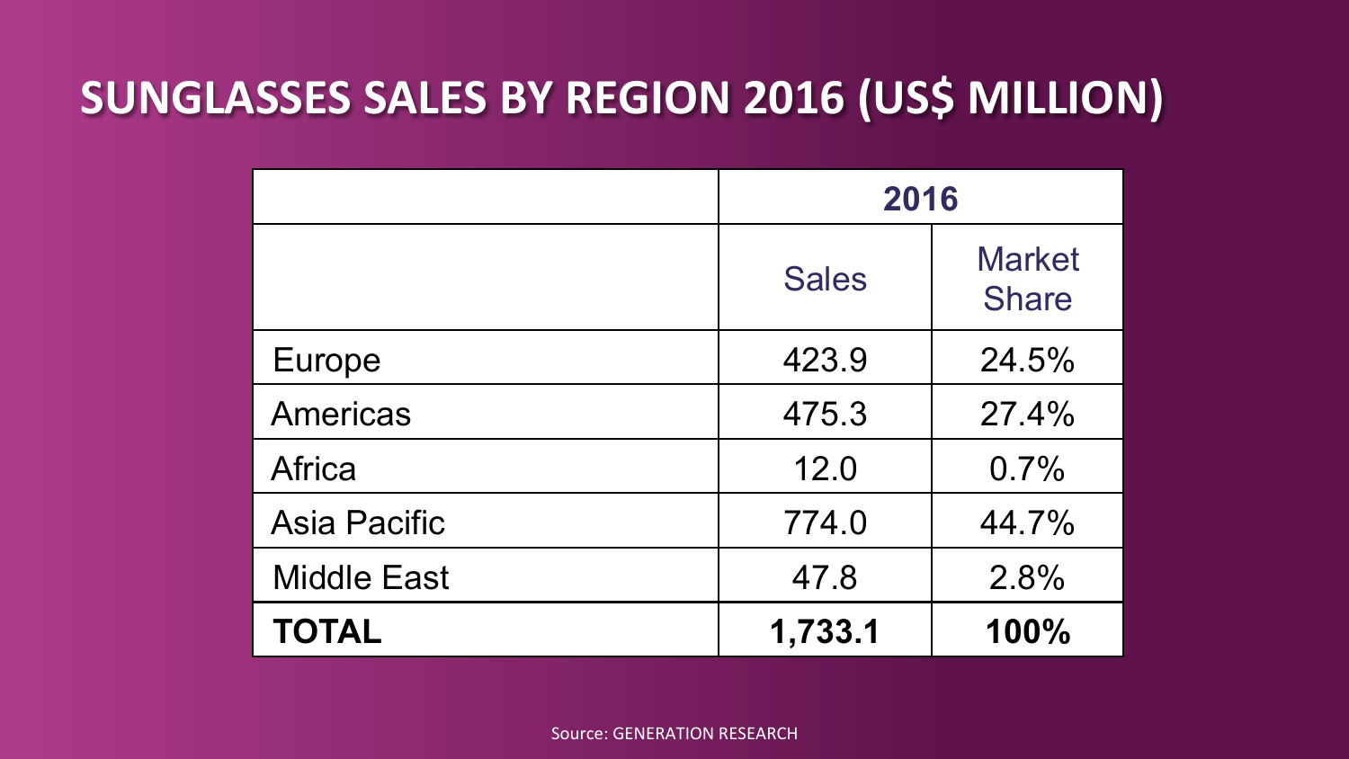# SUNGLASSES SALES BY REGION 2016 (US$ MILLION)

| | 2016 | |
|---|---|---|
| | Sales | Market Share |
| Europe | 423.9 | 24.5% |
| Americas | 475.3 | 27.4% |
| Africa | 12.0 | 0.7% |
| Asia Pacific | 774.0 | 44.7% |
| Middle East | 47.8 | 2.8% |
| **TOTAL** | **1,733.1** | **100%** |

Source: GENERATION RESEARCH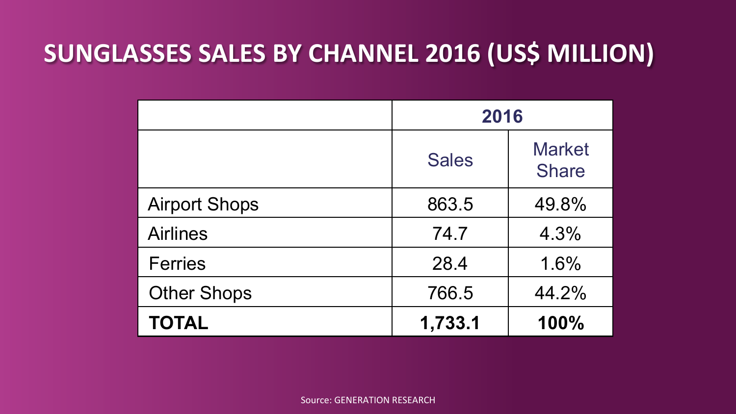# SUNGLASSES SALES BY CHANNEL 2016 (US$ MILLION)

| | 2016 | |
|---|---|---|
| | Sales | Market Share |
| Airport Shops | 863.5 | 49.8% |
| Airlines | 74.7 | 4.3% |
| Ferries | 28.4 | 1.6% |
| Other Shops | 766.5 | 44.2% |
| **TOTAL** | **1,733.1** | **100%** |

Source: GENERATION RESEARCH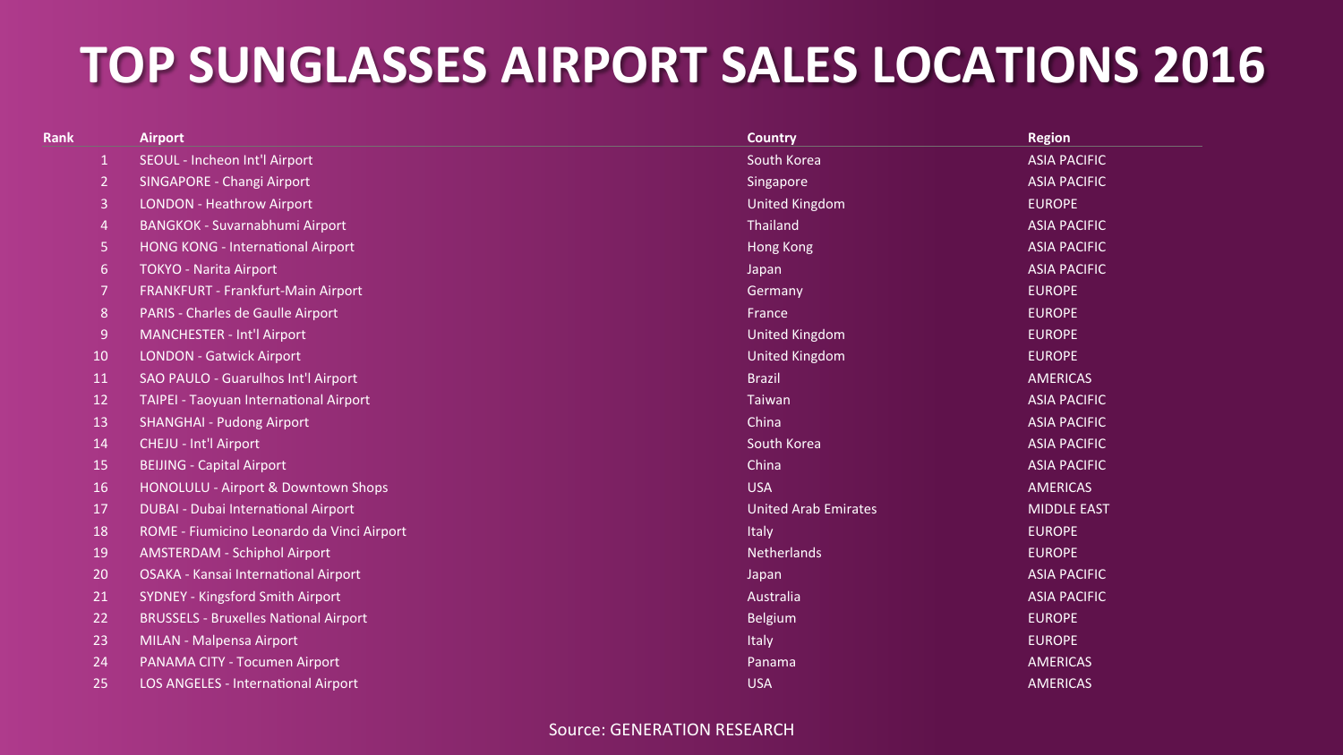# TOP SUNGLASSES AIRPORT SALES LOCATIONS 2016

| Rank | Airport | Country | Region |
|---|---|---|---|
| 1 | SEOUL - Incheon Int'l Airport | South Korea | ASIA PACIFIC |
| 2 | SINGAPORE - Changi Airport | Singapore | ASIA PACIFIC |
| 3 | LONDON - Heathrow Airport | United Kingdom | EUROPE |
| 4 | BANGKOK - Suvarnabhumi Airport | Thailand | ASIA PACIFIC |
| 5 | HONG KONG - International Airport | Hong Kong | ASIA PACIFIC |
| 6 | TOKYO - Narita Airport | Japan | ASIA PACIFIC |
| 7 | FRANKFURT - Frankfurt-Main Airport | Germany | EUROPE |
| 8 | PARIS - Charles de Gaulle Airport | France | EUROPE |
| 9 | MANCHESTER - Int'l Airport | United Kingdom | EUROPE |
| 10 | LONDON - Gatwick Airport | United Kingdom | EUROPE |
| 11 | SAO PAULO - Guarulhos Int'l Airport | Brazil | AMERICAS |
| 12 | TAIPEI - Taoyuan International Airport | Taiwan | ASIA PACIFIC |
| 13 | SHANGHAI - Pudong Airport | China | ASIA PACIFIC |
| 14 | CHEJU - Int'l Airport | South Korea | ASIA PACIFIC |
| 15 | BEIJING - Capital Airport | China | ASIA PACIFIC |
| 16 | HONOLULU - Airport & Downtown Shops | USA | AMERICAS |
| 17 | DUBAI - Dubai International Airport | United Arab Emirates | MIDDLE EAST |
| 18 | ROME - Fiumicino Leonardo da Vinci Airport | Italy | EUROPE |
| 19 | AMSTERDAM - Schiphol Airport | Netherlands | EUROPE |
| 20 | OSAKA - Kansai International Airport | Japan | ASIA PACIFIC |
| 21 | SYDNEY - Kingsford Smith Airport | Australia | ASIA PACIFIC |
| 22 | BRUSSELS - Bruxelles National Airport | Belgium | EUROPE |
| 23 | MILAN - Malpensa Airport | Italy | EUROPE |
| 24 | PANAMA CITY - Tocumen Airport | Panama | AMERICAS |
| 25 | LOS ANGELES - International Airport | USA | AMERICAS |

Source: GENERATION RESEARCH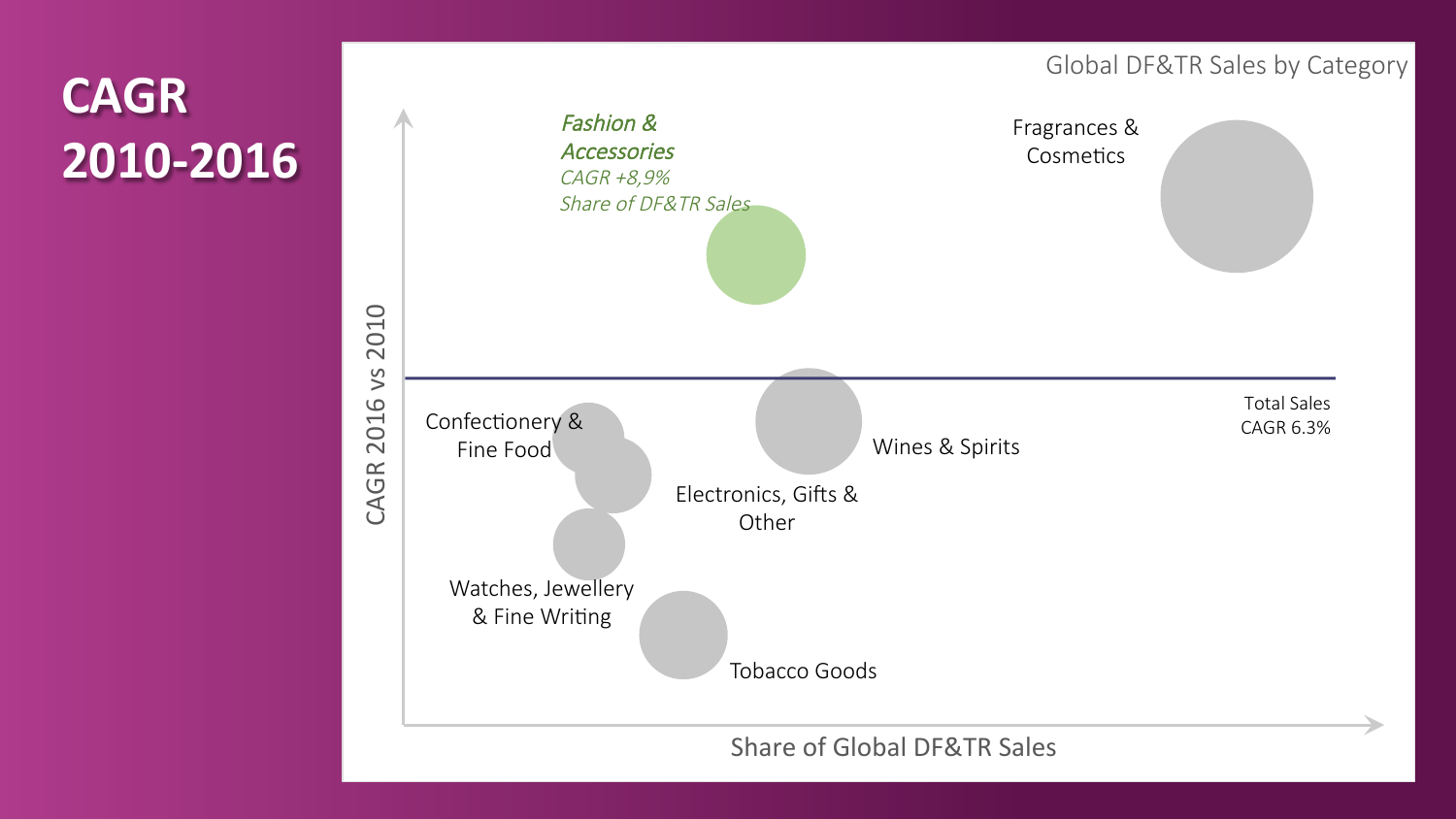# CAGR 2010-2016

Global DF&TR Sales by Category

*Fashion & Accessories*
*CAGR +8,9%*
*Share of DF&TR Sales*

Fragrances & Cosmetics

Total Sales CAGR 6.3%

Confectionery & Fine Food

Wines & Spirits

Electronics, Gifts & Other

Watches, Jewellery & Fine Writing

Tobacco Goods

CAGR 2016 vs 2010

Share of Global DF&TR Sales